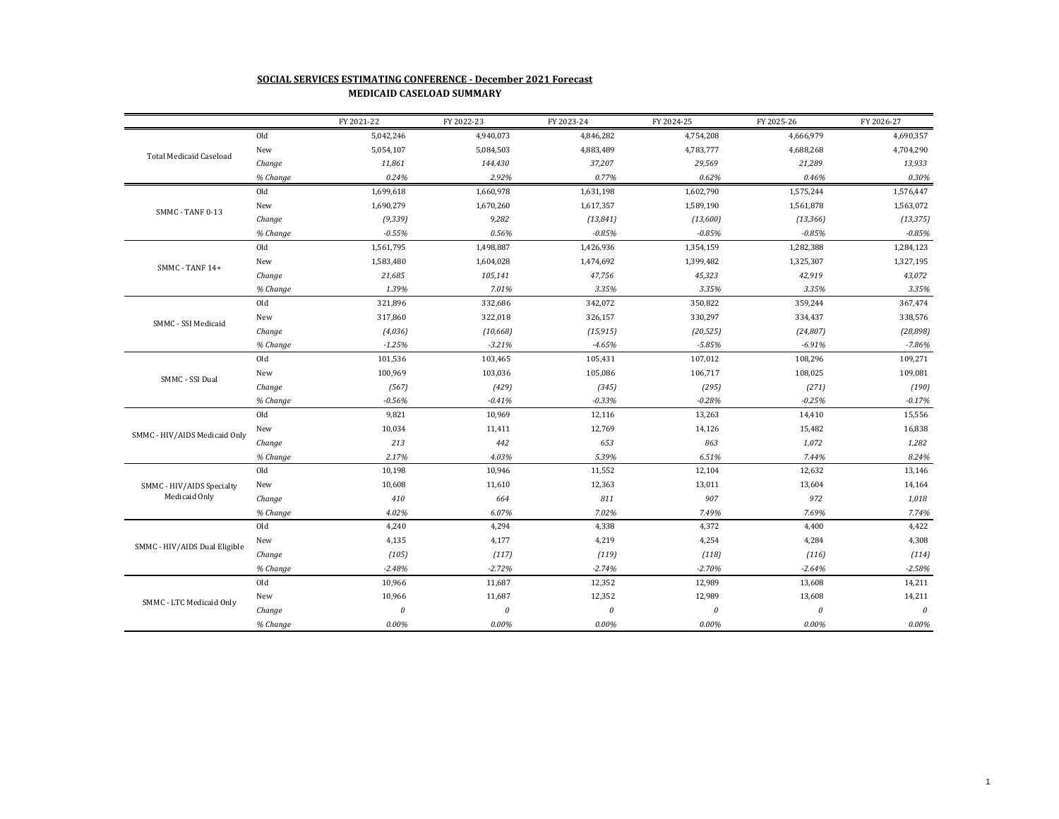**SOCIAL SERVICES ESTIMATING CONFERENCE - December 2021 Forecast**

**MEDICAID CASELOAD SUMMARY**

| | | FY 2021-22 | FY 2022-23 | FY 2023-24 | FY 2024-25 | FY 2025-26 | FY 2026-27 |
|---|---|---|---|---|---|---|---|
| Total Medicaid Caseload | Old | 5,042,246 | 4,940,073 | 4,846,282 | 4,754,208 | 4,666,979 | 4,690,357 |
| | New | 5,054,107 | 5,084,503 | 4,883,489 | 4,783,777 | 4,688,268 | 4,704,290 |
| | *Change* | *11,861* | *144,430* | *37,207* | *29,569* | *21,289* | *13,933* |
| | *% Change* | *0.24%* | *2.92%* | *0.77%* | *0.62%* | *0.46%* | *0.30%* |
| SMMC - TANF 0-13 | Old | 1,699,618 | 1,660,978 | 1,631,198 | 1,602,790 | 1,575,244 | 1,576,447 |
| | New | 1,690,279 | 1,670,260 | 1,617,357 | 1,589,190 | 1,561,878 | 1,563,072 |
| | *Change* | *(9,339)* | *9,282* | *(13,841)* | *(13,600)* | *(13,366)* | *(13,375)* |
| | *% Change* | *-0.55%* | *0.56%* | *-0.85%* | *-0.85%* | *-0.85%* | *-0.85%* |
| SMMC - TANF 14+ | Old | 1,561,795 | 1,498,887 | 1,426,936 | 1,354,159 | 1,282,388 | 1,284,123 |
| | New | 1,583,480 | 1,604,028 | 1,474,692 | 1,399,482 | 1,325,307 | 1,327,195 |
| | *Change* | *21,685* | *105,141* | *47,756* | *45,323* | *42,919* | *43,072* |
| | *% Change* | *1.39%* | *7.01%* | *3.35%* | *3.35%* | *3.35%* | *3.35%* |
| SMMC - SSI Medicaid | Old | 321,896 | 332,686 | 342,072 | 350,822 | 359,244 | 367,474 |
| | New | 317,860 | 322,018 | 326,157 | 330,297 | 334,437 | 338,576 |
| | *Change* | *(4,036)* | *(10,668)* | *(15,915)* | *(20,525)* | *(24,807)* | *(28,898)* |
| | *% Change* | *-1.25%* | *-3.21%* | *-4.65%* | *-5.85%* | *-6.91%* | *-7.86%* |
| SMMC - SSI Dual | Old | 101,536 | 103,465 | 105,431 | 107,012 | 108,296 | 109,271 |
| | New | 100,969 | 103,036 | 105,086 | 106,717 | 108,025 | 109,081 |
| | *Change* | *(567)* | *(429)* | *(345)* | *(295)* | *(271)* | *(190)* |
| | *% Change* | *-0.56%* | *-0.41%* | *-0.33%* | *-0.28%* | *-0.25%* | *-0.17%* |
| SMMC - HIV/AIDS Medicaid Only | Old | 9,821 | 10,969 | 12,116 | 13,263 | 14,410 | 15,556 |
| | New | 10,034 | 11,411 | 12,769 | 14,126 | 15,482 | 16,838 |
| | *Change* | *213* | *442* | *653* | *863* | *1,072* | *1,282* |
| | *% Change* | *2.17%* | *4.03%* | *5.39%* | *6.51%* | *7.44%* | *8.24%* |
| SMMC - HIV/AIDS Specialty Medicaid Only | Old | 10,198 | 10,946 | 11,552 | 12,104 | 12,632 | 13,146 |
| | New | 10,608 | 11,610 | 12,363 | 13,011 | 13,604 | 14,164 |
| | *Change* | *410* | *664* | *811* | *907* | *972* | *1,018* |
| | *% Change* | *4.02%* | *6.07%* | *7.02%* | *7.49%* | *7.69%* | *7.74%* |
| SMMC - HIV/AIDS Dual Eligible | Old | 4,240 | 4,294 | 4,338 | 4,372 | 4,400 | 4,422 |
| | New | 4,135 | 4,177 | 4,219 | 4,254 | 4,284 | 4,308 |
| | *Change* | *(105)* | *(117)* | *(119)* | *(118)* | *(116)* | *(114)* |
| | *% Change* | *-2.48%* | *-2.72%* | *-2.74%* | *-2.70%* | *-2.64%* | *-2.58%* |
| SMMC - LTC Medicaid Only | Old | 10,966 | 11,687 | 12,352 | 12,989 | 13,608 | 14,211 |
| | New | 10,966 | 11,687 | 12,352 | 12,989 | 13,608 | 14,211 |
| | *Change* | *0* | *0* | *0* | *0* | *0* | *0* |
| | *% Change* | *0.00%* | *0.00%* | *0.00%* | *0.00%* | *0.00%* | *0.00%* |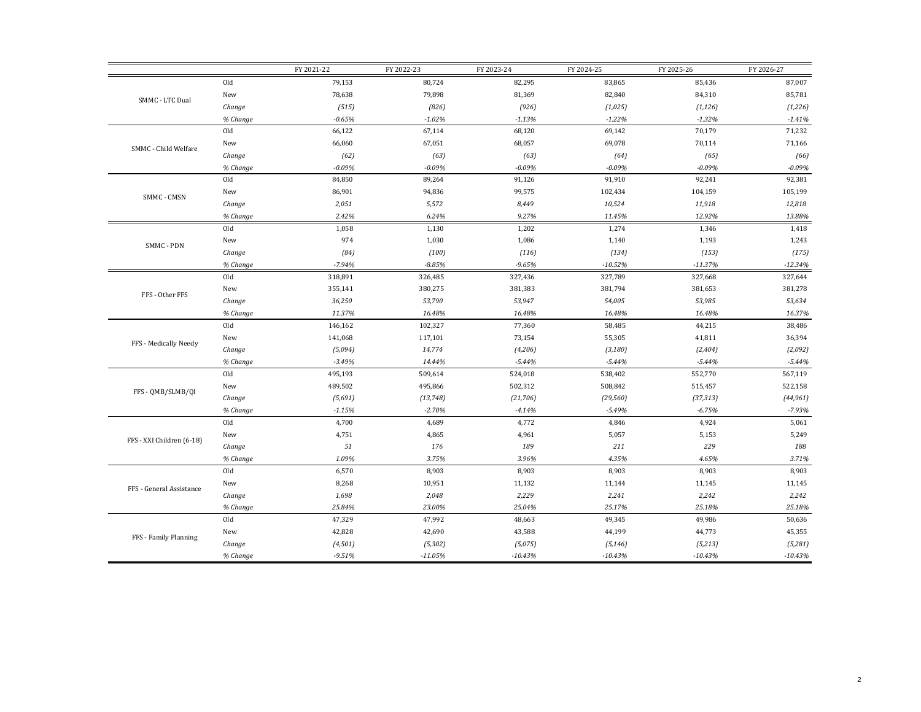| | | FY 2021-22 | FY 2022-23 | FY 2023-24 | FY 2024-25 | FY 2025-26 | FY 2026-27 |
|---|---|---|---|---|---|---|---|
| SMMC - LTC Dual | Old | 79,153 | 80,724 | 82,295 | 83,865 | 85,436 | 87,007 |
| | New | 78,638 | 79,898 | 81,369 | 82,840 | 84,310 | 85,781 |
| | *Change* | *(515)* | *(826)* | *(926)* | *(1,025)* | *(1,126)* | *(1,226)* |
| | *% Change* | *-0.65%* | *-1.02%* | *-1.13%* | *-1.22%* | *-1.32%* | *-1.41%* |
| SMMC - Child Welfare | Old | 66,122 | 67,114 | 68,120 | 69,142 | 70,179 | 71,232 |
| | New | 66,060 | 67,051 | 68,057 | 69,078 | 70,114 | 71,166 |
| | *Change* | *(62)* | *(63)* | *(63)* | *(64)* | *(65)* | *(66)* |
| | *% Change* | *-0.09%* | *-0.09%* | *-0.09%* | *-0.09%* | *-0.09%* | *-0.09%* |
| SMMC - CMSN | Old | 84,850 | 89,264 | 91,126 | 91,910 | 92,241 | 92,381 |
| | New | 86,901 | 94,836 | 99,575 | 102,434 | 104,159 | 105,199 |
| | *Change* | *2,051* | *5,572* | *8,449* | *10,524* | *11,918* | *12,818* |
| | *% Change* | *2.42%* | *6.24%* | *9.27%* | *11.45%* | *12.92%* | *13.88%* |
| SMMC - PDN | Old | 1,058 | 1,130 | 1,202 | 1,274 | 1,346 | 1,418 |
| | New | 974 | 1,030 | 1,086 | 1,140 | 1,193 | 1,243 |
| | *Change* | *(84)* | *(100)* | *(116)* | *(134)* | *(153)* | *(175)* |
| | *% Change* | *-7.94%* | *-8.85%* | *-9.65%* | *-10.52%* | *-11.37%* | *-12.34%* |
| FFS - Other FFS | Old | 318,891 | 326,485 | 327,436 | 327,789 | 327,668 | 327,644 |
| | New | 355,141 | 380,275 | 381,383 | 381,794 | 381,653 | 381,278 |
| | *Change* | *36,250* | *53,790* | *53,947* | *54,005* | *53,985* | *53,634* |
| | *% Change* | *11.37%* | *16.48%* | *16.48%* | *16.48%* | *16.48%* | *16.37%* |
| FFS - Medically Needy | Old | 146,162 | 102,327 | 77,360 | 58,485 | 44,215 | 38,486 |
| | New | 141,068 | 117,101 | 73,154 | 55,305 | 41,811 | 36,394 |
| | *Change* | *(5,094)* | *14,774* | *(4,206)* | *(3,180)* | *(2,404)* | *(2,092)* |
| | *% Change* | *-3.49%* | *14.44%* | *-5.44%* | *-5.44%* | *-5.44%* | *-5.44%* |
| FFS - QMB/SLMB/QI | Old | 495,193 | 509,614 | 524,018 | 538,402 | 552,770 | 567,119 |
| | New | 489,502 | 495,866 | 502,312 | 508,842 | 515,457 | 522,158 |
| | *Change* | *(5,691)* | *(13,748)* | *(21,706)* | *(29,560)* | *(37,313)* | *(44,961)* |
| | *% Change* | *-1.15%* | *-2.70%* | *-4.14%* | *-5.49%* | *-6.75%* | *-7.93%* |
| FFS - XXI Children (6-18) | Old | 4,700 | 4,689 | 4,772 | 4,846 | 4,924 | 5,061 |
| | New | 4,751 | 4,865 | 4,961 | 5,057 | 5,153 | 5,249 |
| | *Change* | *51* | *176* | *189* | *211* | *229* | *188* |
| | *% Change* | *1.09%* | *3.75%* | *3.96%* | *4.35%* | *4.65%* | *3.71%* |
| FFS - General Assistance | Old | 6,570 | 8,903 | 8,903 | 8,903 | 8,903 | 8,903 |
| | New | 8,268 | 10,951 | 11,132 | 11,144 | 11,145 | 11,145 |
| | *Change* | *1,698* | *2,048* | *2,229* | *2,241* | *2,242* | *2,242* |
| | *% Change* | *25.84%* | *23.00%* | *25.04%* | *25.17%* | *25.18%* | *25.18%* |
| FFS - Family Planning | Old | 47,329 | 47,992 | 48,663 | 49,345 | 49,986 | 50,636 |
| | New | 42,828 | 42,690 | 43,588 | 44,199 | 44,773 | 45,355 |
| | *Change* | *(4,501)* | *(5,302)* | *(5,075)* | *(5,146)* | *(5,213)* | *(5,281)* |
| | *% Change* | *-9.51%* | *-11.05%* | *-10.43%* | *-10.43%* | *-10.43%* | *-10.43%* |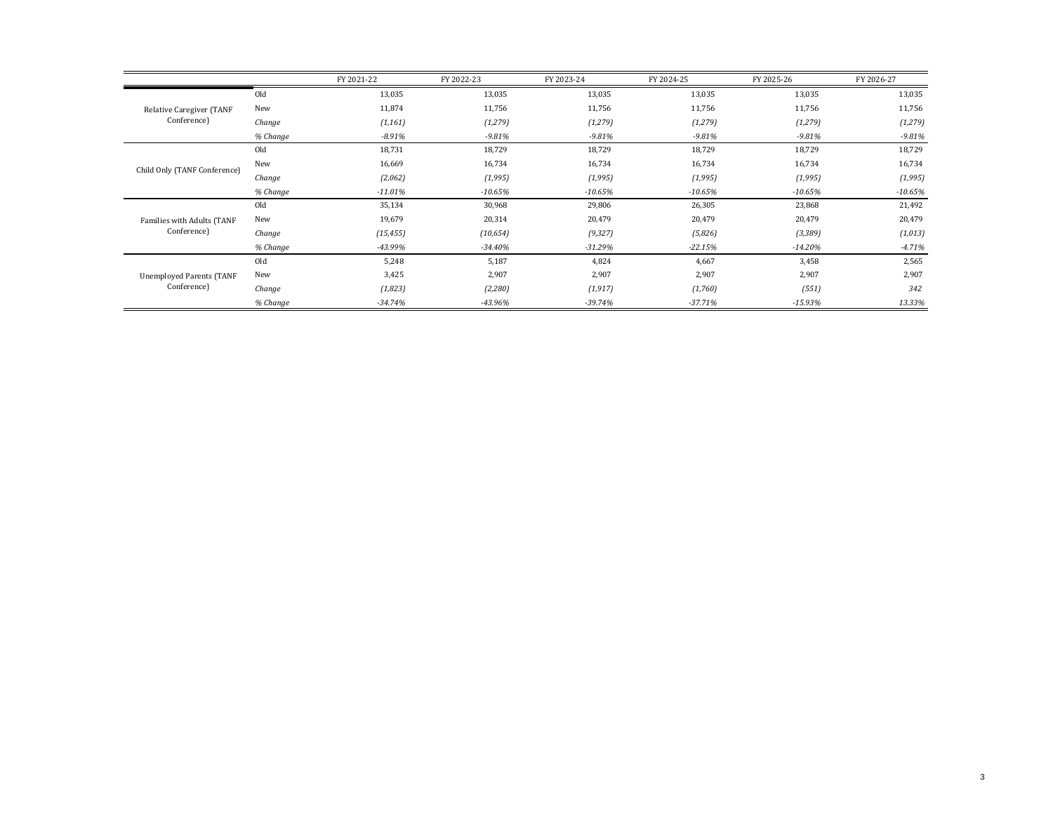| | | FY 2021-22 | FY 2022-23 | FY 2023-24 | FY 2024-25 | FY 2025-26 | FY 2026-27 |
|---|---|---|---|---|---|---|---|
| Relative Caregiver (TANF Conference) | Old | 13,035 | 13,035 | 13,035 | 13,035 | 13,035 | 13,035 |
| | New | 11,874 | 11,756 | 11,756 | 11,756 | 11,756 | 11,756 |
| | *Change* | *(1,161)* | *(1,279)* | *(1,279)* | *(1,279)* | *(1,279)* | *(1,279)* |
| | *% Change* | *-8.91%* | *-9.81%* | *-9.81%* | *-9.81%* | *-9.81%* | *-9.81%* |
| Child Only (TANF Conference) | Old | 18,731 | 18,729 | 18,729 | 18,729 | 18,729 | 18,729 |
| | New | 16,669 | 16,734 | 16,734 | 16,734 | 16,734 | 16,734 |
| | *Change* | *(2,062)* | *(1,995)* | *(1,995)* | *(1,995)* | *(1,995)* | *(1,995)* |
| | *% Change* | *-11.01%* | *-10.65%* | *-10.65%* | *-10.65%* | *-10.65%* | *-10.65%* |
| Families with Adults (TANF Conference) | Old | 35,134 | 30,968 | 29,806 | 26,305 | 23,868 | 21,492 |
| | New | 19,679 | 20,314 | 20,479 | 20,479 | 20,479 | 20,479 |
| | *Change* | *(15,455)* | *(10,654)* | *(9,327)* | *(5,826)* | *(3,389)* | *(1,013)* |
| | *% Change* | *-43.99%* | *-34.40%* | *-31.29%* | *-22.15%* | *-14.20%* | *-4.71%* |
| Unemployed Parents (TANF Conference) | Old | 5,248 | 5,187 | 4,824 | 4,667 | 3,458 | 2,565 |
| | New | 3,425 | 2,907 | 2,907 | 2,907 | 2,907 | 2,907 |
| | *Change* | *(1,823)* | *(2,280)* | *(1,917)* | *(1,760)* | *(551)* | *342* |
| | *% Change* | *-34.74%* | *-43.96%* | *-39.74%* | *-37.71%* | *-15.93%* | *13.33%* |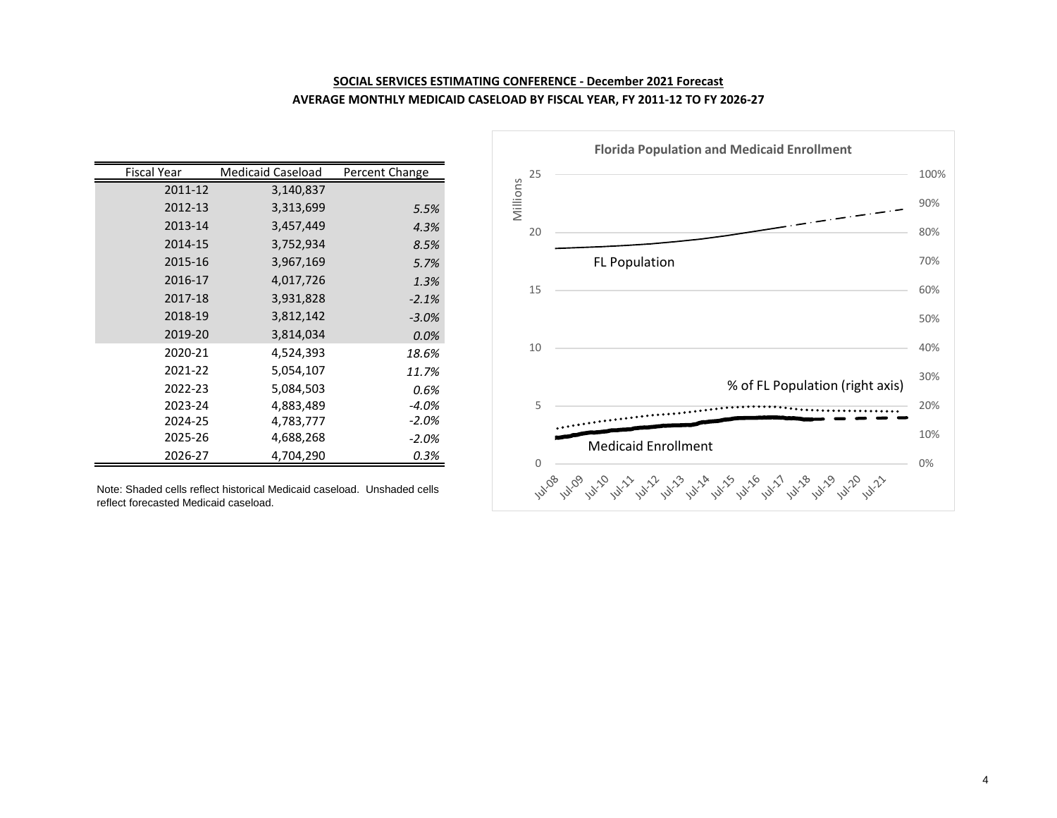**SOCIAL SERVICES ESTIMATING CONFERENCE - December 2021 Forecast**

**AVERAGE MONTHLY MEDICAID CASELOAD BY FISCAL YEAR, FY 2011-12 TO FY 2026-27**

| Fiscal Year | Medicaid Caseload | Percent Change |
|---|---|---|
| 2011-12 | 3,140,837 | |
| 2012-13 | 3,313,699 | *5.5%* |
| 2013-14 | 3,457,449 | *4.3%* |
| 2014-15 | 3,752,934 | *8.5%* |
| 2015-16 | 3,967,169 | *5.7%* |
| 2016-17 | 4,017,726 | *1.3%* |
| 2017-18 | 3,931,828 | *-2.1%* |
| 2018-19 | 3,812,142 | *-3.0%* |
| 2019-20 | 3,814,034 | *0.0%* |
| 2020-21 | 4,524,393 | *18.6%* |
| 2021-22 | 5,054,107 | *11.7%* |
| 2022-23 | 5,084,503 | *0.6%* |
| 2023-24 | 4,883,489 | *-4.0%* |
| 2024-25 | 4,783,777 | *-2.0%* |
| 2025-26 | 4,688,268 | *-2.0%* |
| 2026-27 | 4,704,290 | *0.3%* |

Note: Shaded cells reflect historical Medicaid caseload. Unshaded cells reflect forecasted Medicaid caseload.

**Florida Population and Medicaid Enrollment**

Millions

25
20
15
10
5
0

100%
90%
80%
70%
60%
50%
40%
30%
20%
10%
0%

FL Population

% of FL Population (right axis)

Medicaid Enrollment

Jul-08 Jul-09 Jul-10 Jul-11 Jul-12 Jul-13 Jul-14 Jul-15 Jul-16 Jul-17 Jul-18 Jul-19 Jul-20 Jul-21